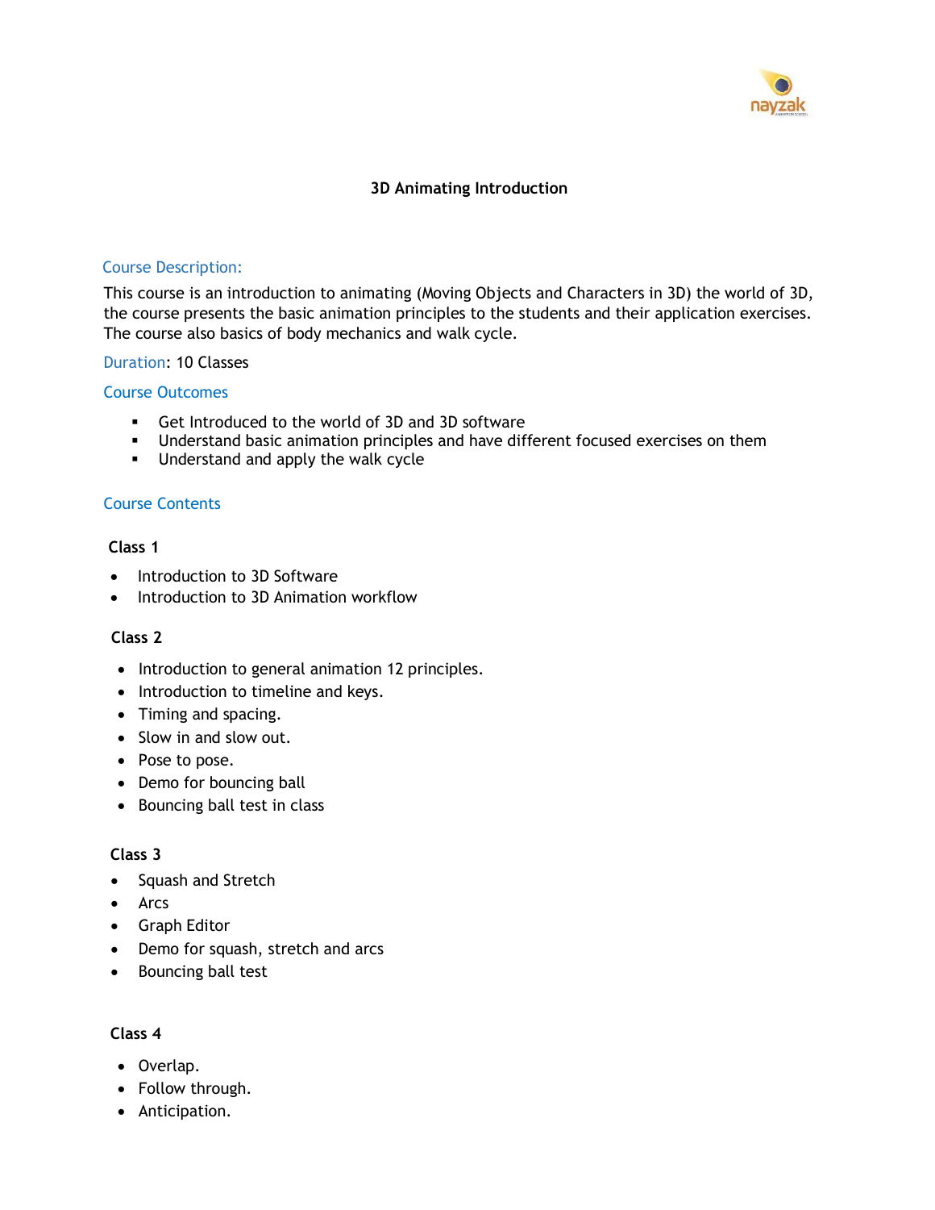# 3D Animating Introduction

## Course Description:

This course is an introduction to animating (Moving Objects and Characters in 3D) the world of 3D, the course presents the basic animation principles to the students and their application exercises. The course also basics of body mechanics and walk cycle.

**Duration**: 10 Classes

## Course Outcomes

- Get Introduced to the world of 3D and 3D software
- Understand basic animation principles and have different focused exercises on them
- Understand and apply the walk cycle

## Course Contents

### Class 1

- Introduction to 3D Software
- Introduction to 3D Animation workflow

### Class 2

- Introduction to general animation 12 principles.
- Introduction to timeline and keys.
- Timing and spacing.
- Slow in and slow out.
- Pose to pose.
- Demo for bouncing ball
- Bouncing ball test in class

### Class 3

- Squash and Stretch
- Arcs
- Graph Editor
- Demo for squash, stretch and arcs
- Bouncing ball test

### Class 4

- Overlap.
- Follow through.
- Anticipation.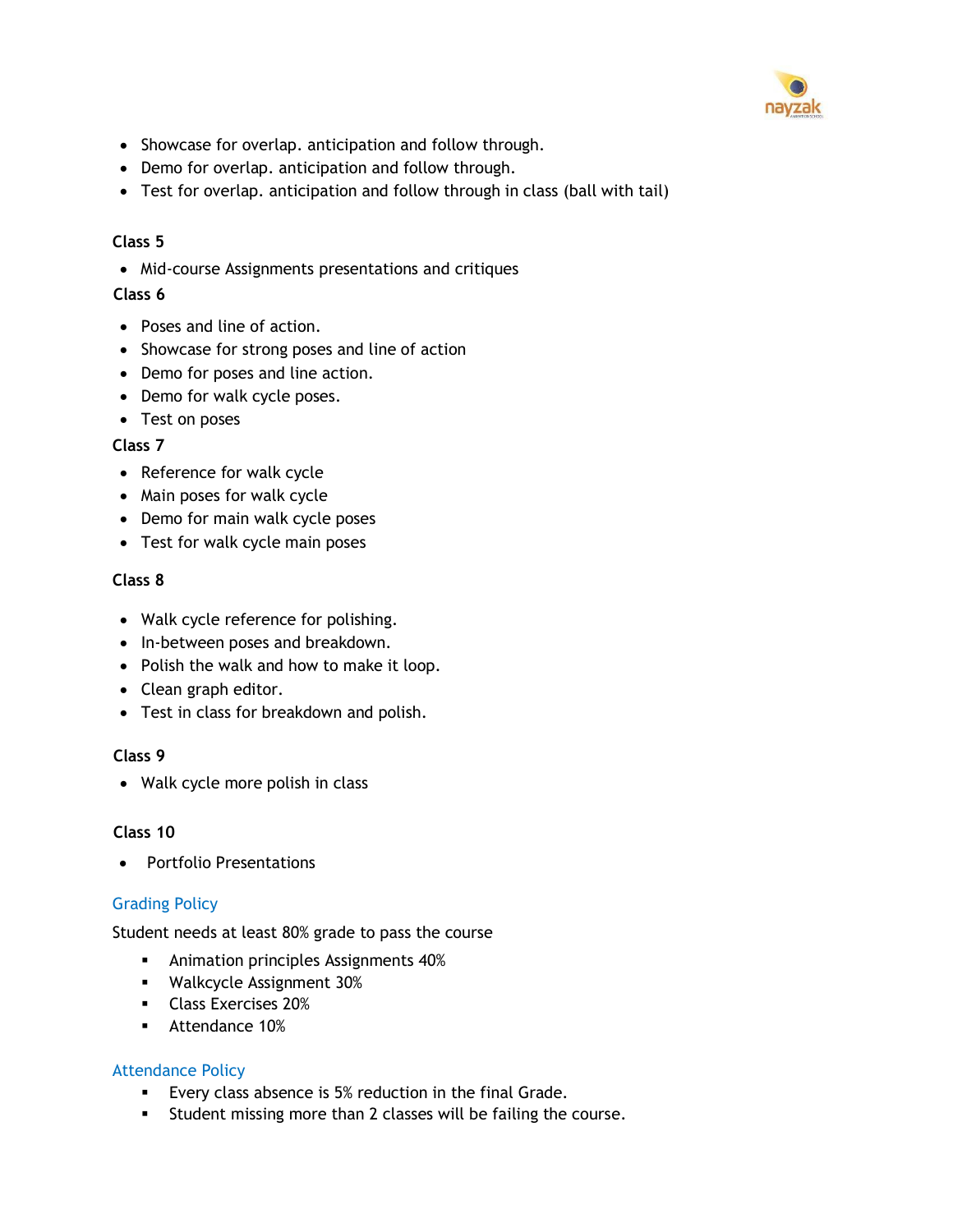- Showcase for overlap. anticipation and follow through.
- Demo for overlap. anticipation and follow through.
- Test for overlap. anticipation and follow through in class (ball with tail)

**Class 5**

- Mid-course Assignments presentations and critiques

**Class 6**

- Poses and line of action.
- Showcase for strong poses and line of action
- Demo for poses and line action.
- Demo for walk cycle poses.
- Test on poses

**Class 7**

- Reference for walk cycle
- Main poses for walk cycle
- Demo for main walk cycle poses
- Test for walk cycle main poses

**Class 8**

- Walk cycle reference for polishing.
- In-between poses and breakdown.
- Polish the walk and how to make it loop.
- Clean graph editor.
- Test in class for breakdown and polish.

**Class 9**

- Walk cycle more polish in class

**Class 10**

- Portfolio Presentations

## Grading Policy

Student needs at least 80% grade to pass the course

- Animation principles Assignments 40%
- Walkcycle Assignment 30%
- Class Exercises 20%
- Attendance 10%

## Attendance Policy

- Every class absence is 5% reduction in the final Grade.
- Student missing more than 2 classes will be failing the course.